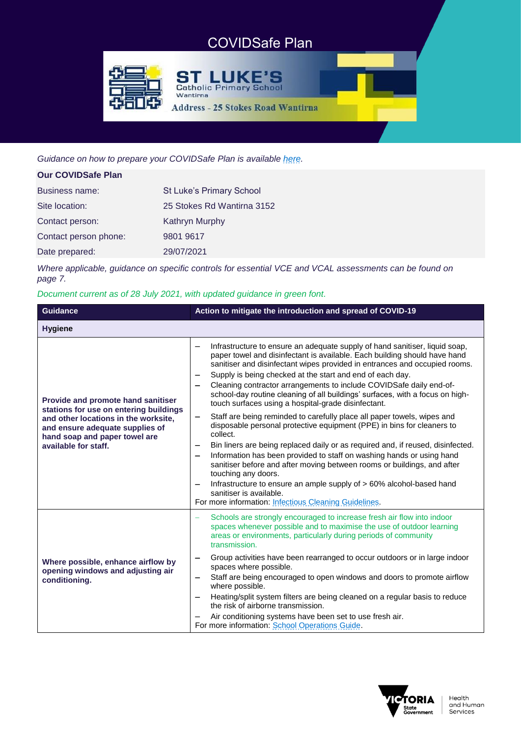# COVIDSafe Plan

ST LUKE'S
Catholic Primary School
Wantirna

Address - 25 Stokes Road Wantirna

*Guidance on how to prepare your COVIDSafe Plan is available here.*

| **Our COVIDSafe Plan** | |
|---|---|
| Business name: | St Luke's Primary School |
| Site location: | 25 Stokes Rd Wantirna 3152 |
| Contact person: | Kathryn Murphy |
| Contact person phone: | 9801 9617 |
| Date prepared: | 29/07/2021 |

*Where applicable, guidance on specific controls for essential VCE and VCAL assessments can be found on page 7.*

*Document current as of 28 July 2021, with updated guidance in green font.*

| Guidance | Action to mitigate the introduction and spread of COVID-19 |
|---|---|
| **Hygiene** | |
| **Provide and promote hand sanitiser stations for use on entering buildings and other locations in the worksite, and ensure adequate supplies of hand soap and paper towel are available for staff.** | – Infrastructure to ensure an adequate supply of hand sanitiser, liquid soap, paper towel and disinfectant is available. Each building should have hand sanitiser and disinfectant wipes provided in entrances and occupied rooms.<br>– Supply is being checked at the start and end of each day.<br>– Cleaning contractor arrangements to include COVIDSafe daily end-of-school-day routine cleaning of all buildings' surfaces, with a focus on high-touch surfaces using a hospital-grade disinfectant.<br>– Staff are being reminded to carefully place all paper towels, wipes and disposable personal protective equipment (PPE) in bins for cleaners to collect.<br>– Bin liners are being replaced daily or as required and, if reused, disinfected.<br>– Information has been provided to staff on washing hands or using hand sanitiser before and after moving between rooms or buildings, and after touching any doors.<br>– Infrastructure to ensure an ample supply of > 60% alcohol-based hand sanitiser is available.<br>For more information: Infectious Cleaning Guidelines. |
| **Where possible, enhance airflow by opening windows and adjusting air conditioning.** | – Schools are strongly encouraged to increase fresh air flow into indoor spaces whenever possible and to maximise the use of outdoor learning areas or environments, particularly during periods of community transmission.<br>– Group activities have been rearranged to occur outdoors or in large indoor spaces where possible.<br>– Staff are being encouraged to open windows and doors to promote airflow where possible.<br>– Heating/split system filters are being cleaned on a regular basis to reduce the risk of airborne transmission.<br>– Air conditioning systems have been set to use fresh air.<br>For more information: School Operations Guide. |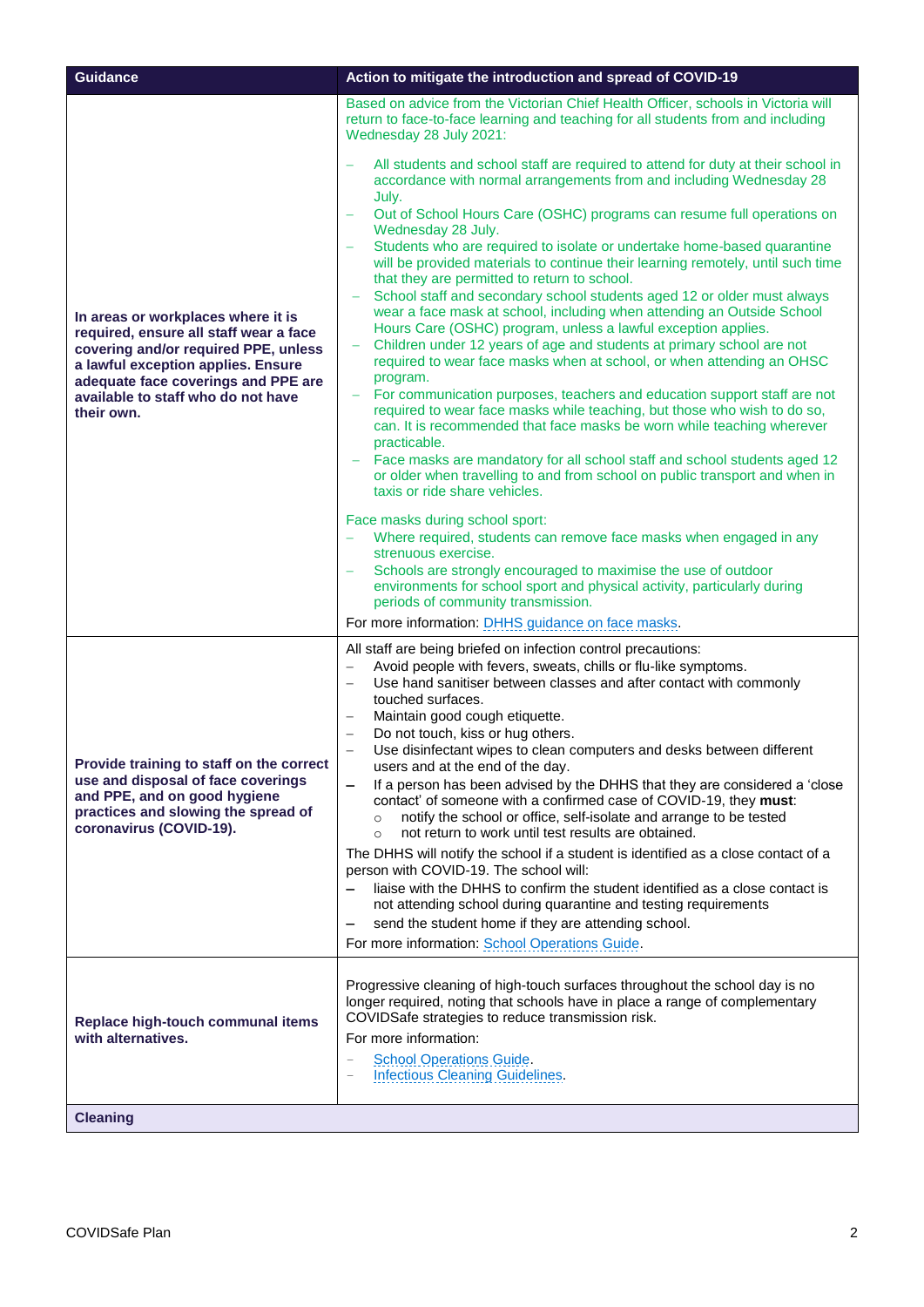| Guidance | Action to mitigate the introduction and spread of COVID-19 |
|---|---|
| **In areas or workplaces where it is required, ensure all staff wear a face covering and/or required PPE, unless a lawful exception applies. Ensure adequate face coverings and PPE are available to staff who do not have their own.** | Based on advice from the Victorian Chief Health Officer, schools in Victoria will return to face-to-face learning and teaching for all students from and including Wednesday 28 July 2021:<br>– All students and school staff are required to attend for duty at their school in accordance with normal arrangements from and including Wednesday 28 July.<br>– Out of School Hours Care (OSHC) programs can resume full operations on Wednesday 28 July.<br>– Students who are required to isolate or undertake home-based quarantine will be provided materials to continue their learning remotely, until such time that they are permitted to return to school.<br>– School staff and secondary school students aged 12 or older must always wear a face mask at school, including when attending an Outside School Hours Care (OSHC) program, unless a lawful exception applies.<br>– Children under 12 years of age and students at primary school are not required to wear face masks when at school, or when attending an OHSC program.<br>– For communication purposes, teachers and education support staff are not required to wear face masks while teaching, but those who wish to do so, can. It is recommended that face masks be worn while teaching wherever practicable.<br>– Face masks are mandatory for all school staff and school students aged 12 or older when travelling to and from school on public transport and when in taxis or ride share vehicles.<br><br>Face masks during school sport:<br>– Where required, students can remove face masks when engaged in any strenuous exercise.<br>– Schools are strongly encouraged to maximise the use of outdoor environments for school sport and physical activity, particularly during periods of community transmission.<br><br>For more information: DHHS guidance on face masks. |
| **Provide training to staff on the correct use and disposal of face coverings and PPE, and on good hygiene practices and slowing the spread of coronavirus (COVID-19).** | All staff are being briefed on infection control precautions:<br>– Avoid people with fevers, sweats, chills or flu-like symptoms.<br>– Use hand sanitiser between classes and after contact with commonly touched surfaces.<br>– Maintain good cough etiquette.<br>– Do not touch, kiss or hug others.<br>– Use disinfectant wipes to clean computers and desks between different users and at the end of the day.<br>– If a person has been advised by the DHHS that they are considered a 'close contact' of someone with a confirmed case of COVID-19, they **must**:<br>&nbsp;&nbsp;○ notify the school or office, self-isolate and arrange to be tested<br>&nbsp;&nbsp;○ not return to work until test results are obtained.<br><br>The DHHS will notify the school if a student is identified as a close contact of a person with COVID-19. The school will:<br>– liaise with the DHHS to confirm the student identified as a close contact is not attending school during quarantine and testing requirements<br>– send the student home if they are attending school.<br><br>For more information: School Operations Guide. |
| **Replace high-touch communal items with alternatives.** | Progressive cleaning of high-touch surfaces throughout the school day is no longer required, noting that schools have in place a range of complementary COVIDSafe strategies to reduce transmission risk.<br>For more information:<br>– School Operations Guide.<br>– Infectious Cleaning Guidelines. |
| **Cleaning** | |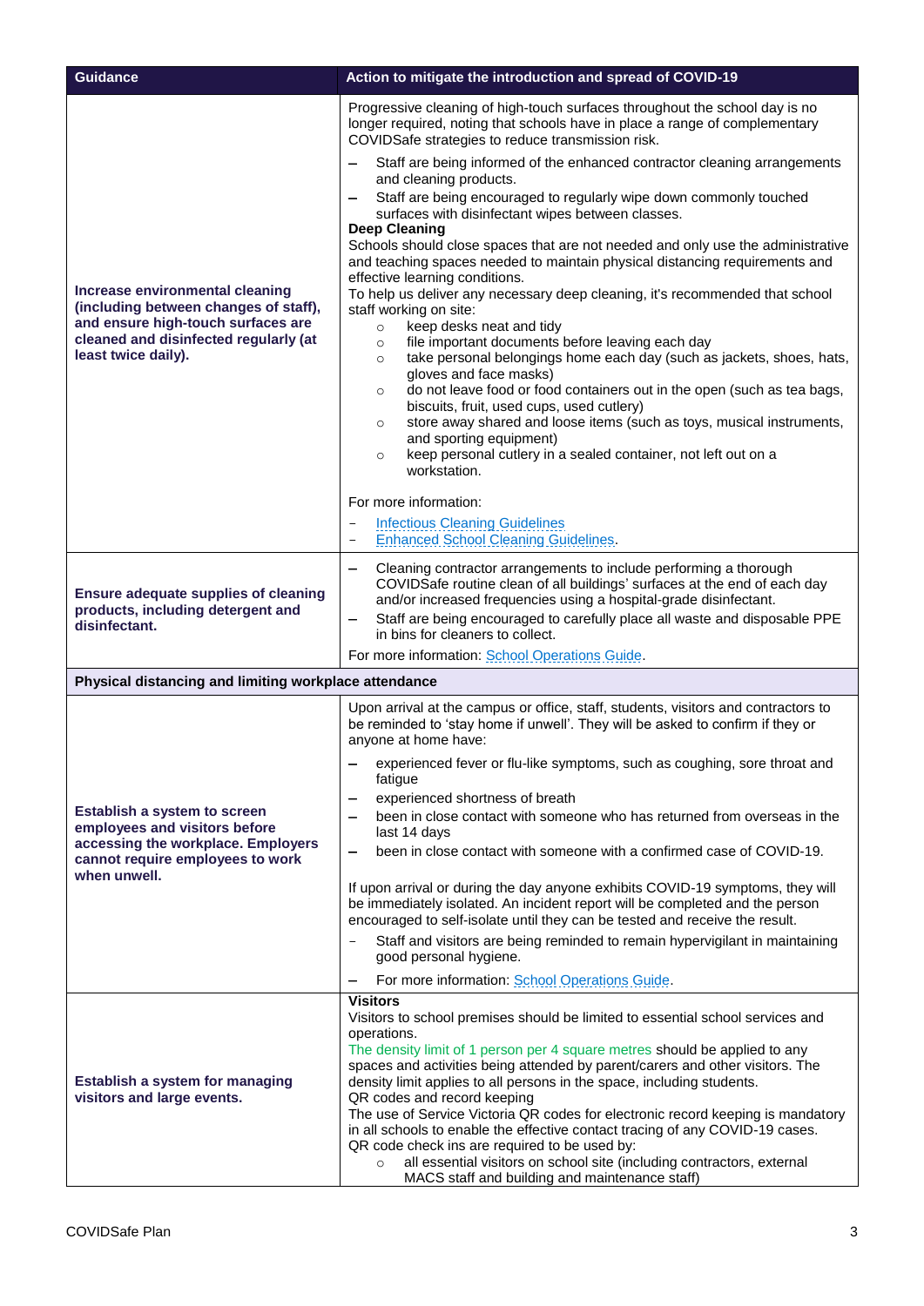| Guidance | Action to mitigate the introduction and spread of COVID-19 |
|---|---|
| **Increase environmental cleaning (including between changes of staff), and ensure high-touch surfaces are cleaned and disinfected regularly (at least twice daily).** | Progressive cleaning of high-touch surfaces throughout the school day is no longer required, noting that schools have in place a range of complementary COVIDSafe strategies to reduce transmission risk.<br>– Staff are being informed of the enhanced contractor cleaning arrangements and cleaning products.<br>– Staff are being encouraged to regularly wipe down commonly touched surfaces with disinfectant wipes between classes.<br>**Deep Cleaning**<br>Schools should close spaces that are not needed and only use the administrative and teaching spaces needed to maintain physical distancing requirements and effective learning conditions.<br>To help us deliver any necessary deep cleaning, it's recommended that school staff working on site:<br>○ keep desks neat and tidy<br>○ file important documents before leaving each day<br>○ take personal belongings home each day (such as jackets, shoes, hats, gloves and face masks)<br>○ do not leave food or food containers out in the open (such as tea bags, biscuits, fruit, used cups, used cutlery)<br>○ store away shared and loose items (such as toys, musical instruments, and sporting equipment)<br>○ keep personal cutlery in a sealed container, not left out on a workstation.<br><br>For more information:<br>– Infectious Cleaning Guidelines<br>– Enhanced School Cleaning Guidelines. |
| **Ensure adequate supplies of cleaning products, including detergent and disinfectant.** | – Cleaning contractor arrangements to include performing a thorough COVIDSafe routine clean of all buildings' surfaces at the end of each day and/or increased frequencies using a hospital-grade disinfectant.<br>– Staff are being encouraged to carefully place all waste and disposable PPE in bins for cleaners to collect.<br>For more information: School Operations Guide. |
| **Physical distancing and limiting workplace attendance** | |
| **Establish a system to screen employees and visitors before accessing the workplace. Employers cannot require employees to work when unwell.** | Upon arrival at the campus or office, staff, students, visitors and contractors to be reminded to 'stay home if unwell'. They will be asked to confirm if they or anyone at home have:<br>– experienced fever or flu-like symptoms, such as coughing, sore throat and fatigue<br>– experienced shortness of breath<br>– been in close contact with someone who has returned from overseas in the last 14 days<br>– been in close contact with someone with a confirmed case of COVID-19.<br><br>If upon arrival or during the day anyone exhibits COVID-19 symptoms, they will be immediately isolated. An incident report will be completed and the person encouraged to self-isolate until they can be tested and receive the result.<br>– Staff and visitors are being reminded to remain hypervigilant in maintaining good personal hygiene.<br>– For more information: School Operations Guide. |
| **Establish a system for managing visitors and large events.** | **Visitors**<br>Visitors to school premises should be limited to essential school services and operations.<br>The density limit of 1 person per 4 square metres should be applied to any spaces and activities being attended by parent/carers and other visitors. The density limit applies to all persons in the space, including students.<br>QR codes and record keeping<br>The use of Service Victoria QR codes for electronic record keeping is mandatory in all schools to enable the effective contact tracing of any COVID-19 cases.<br>QR code check ins are required to be used by:<br>○ all essential visitors on school site (including contractors, external MACS staff and building and maintenance staff) |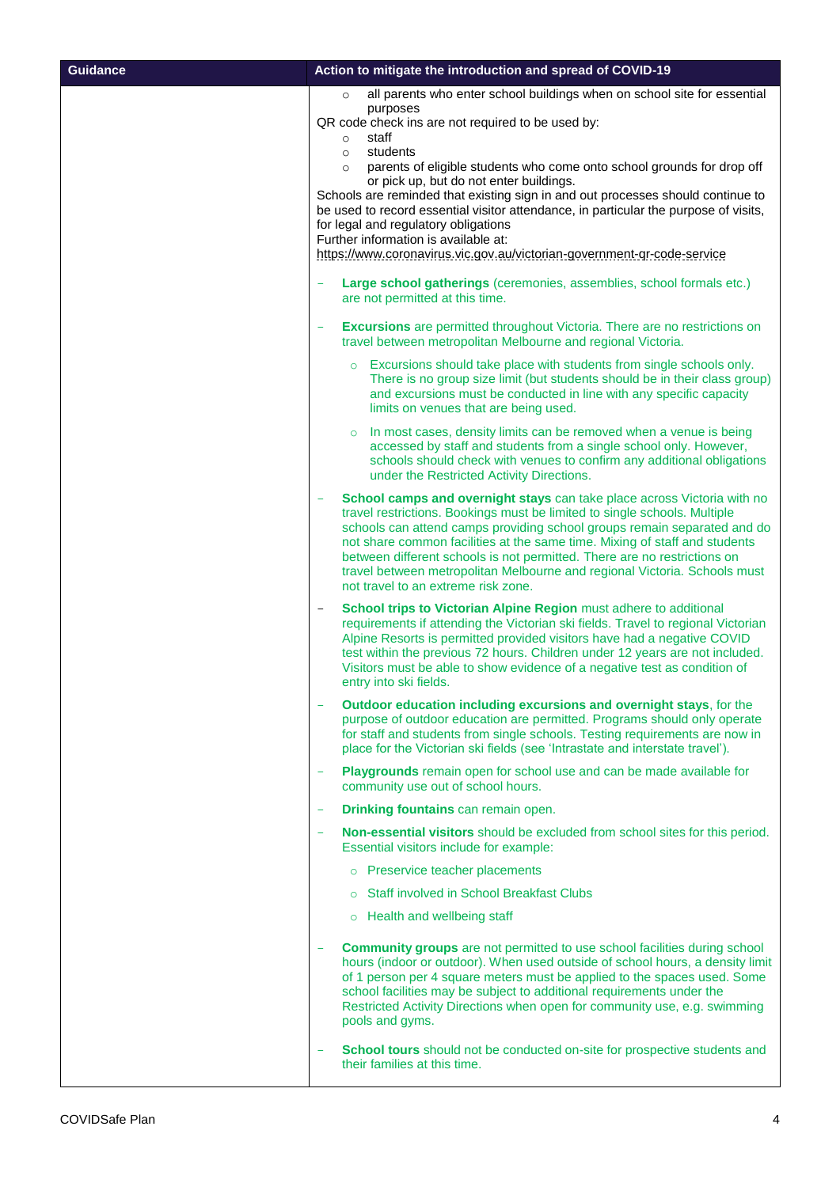| Guidance | Action to mitigate the introduction and spread of COVID-19 |
| --- | --- |
| | ◦ all parents who enter school buildings when on school site for essential purposes<br>QR code check ins are not required to be used by:<br>◦ staff<br>◦ students<br>◦ parents of eligible students who come onto school grounds for drop off or pick up, but do not enter buildings.<br>Schools are reminded that existing sign in and out processes should continue to be used to record essential visitor attendance, in particular the purpose of visits, for legal and regulatory obligations<br>Further information is available at:<br>https://www.coronavirus.vic.gov.au/victorian-government-qr-code-service<br><br>- **Large school gatherings** (ceremonies, assemblies, school formals etc.) are not permitted at this time.<br><br>- **Excursions** are permitted throughout Victoria. There are no restrictions on travel between metropolitan Melbourne and regional Victoria.<br>◦ Excursions should take place with students from single schools only. There is no group size limit (but students should be in their class group) and excursions must be conducted in line with any specific capacity limits on venues that are being used.<br>◦ In most cases, density limits can be removed when a venue is being accessed by staff and students from a single school only. However, schools should check with venues to confirm any additional obligations under the Restricted Activity Directions.<br><br>- **School camps and overnight stays** can take place across Victoria with no travel restrictions. Bookings must be limited to single schools. Multiple schools can attend camps providing school groups remain separated and do not share common facilities at the same time. Mixing of staff and students between different schools is not permitted. There are no restrictions on travel between metropolitan Melbourne and regional Victoria. Schools must not travel to an extreme risk zone.<br><br>- **School trips to Victorian Alpine Region** must adhere to additional requirements if attending the Victorian ski fields. Travel to regional Victorian Alpine Resorts is permitted provided visitors have had a negative COVID test within the previous 72 hours. Children under 12 years are not included. Visitors must be able to show evidence of a negative test as condition of entry into ski fields.<br><br>- **Outdoor education including excursions and overnight stays**, for the purpose of outdoor education are permitted. Programs should only operate for staff and students from single schools. Testing requirements are now in place for the Victorian ski fields (see 'Intrastate and interstate travel').<br><br>- **Playgrounds** remain open for school use and can be made available for community use out of school hours.<br><br>- **Drinking fountains** can remain open.<br><br>- **Non-essential visitors** should be excluded from school sites for this period. Essential visitors include for example:<br>◦ Preservice teacher placements<br>◦ Staff involved in School Breakfast Clubs<br>◦ Health and wellbeing staff<br><br>- **Community groups** are not permitted to use school facilities during school hours (indoor or outdoor). When used outside of school hours, a density limit of 1 person per 4 square meters must be applied to the spaces used. Some school facilities may be subject to additional requirements under the Restricted Activity Directions when open for community use, e.g. swimming pools and gyms.<br><br>- **School tours** should not be conducted on-site for prospective students and their families at this time. |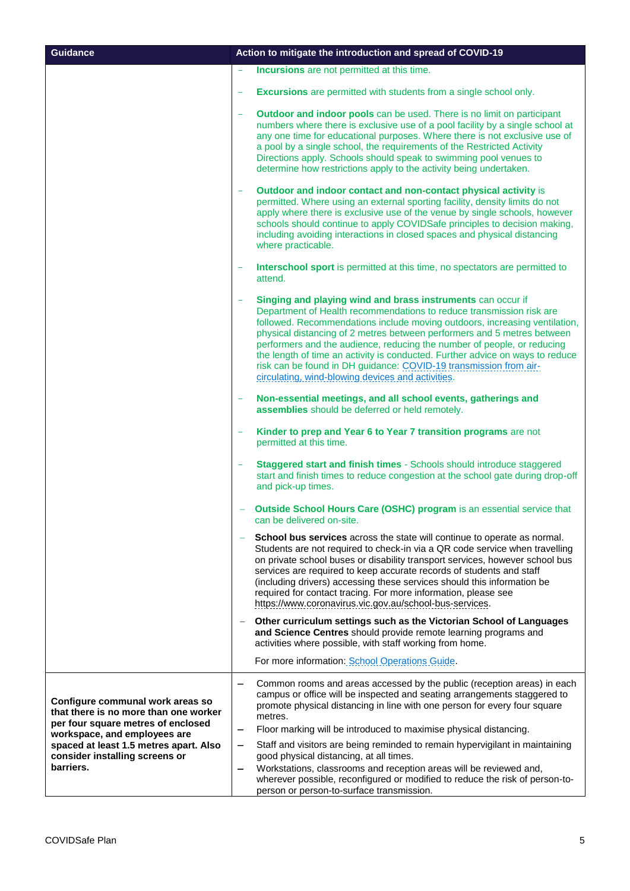| Guidance | Action to mitigate the introduction and spread of COVID-19 |
| --- | --- |
| | – **Incursions** are not permitted at this time.<br><br>– **Excursions** are permitted with students from a single school only.<br><br>– **Outdoor and indoor pools** can be used. There is no limit on participant numbers where there is exclusive use of a pool facility by a single school at any one time for educational purposes. Where there is not exclusive use of a pool by a single school, the requirements of the Restricted Activity Directions apply. Schools should speak to swimming pool venues to determine how restrictions apply to the activity being undertaken.<br><br>– **Outdoor and indoor contact and non-contact physical activity** is permitted. Where using an external sporting facility, density limits do not apply where there is exclusive use of the venue by single schools, however schools should continue to apply COVIDSafe principles to decision making, including avoiding interactions in closed spaces and physical distancing where practicable.<br><br>– **Interschool sport** is permitted at this time, no spectators are permitted to attend.<br><br>– **Singing and playing wind and brass instruments** can occur if Department of Health recommendations to reduce transmission risk are followed. Recommendations include moving outdoors, increasing ventilation, physical distancing of 2 metres between performers and 5 metres between performers and the audience, reducing the number of people, or reducing the length of time an activity is conducted. Further advice on ways to reduce risk can be found in DH guidance: COVID-19 transmission from air-circulating, wind-blowing devices and activities.<br><br>– **Non-essential meetings, and all school events, gatherings and assemblies** should be deferred or held remotely.<br><br>– **Kinder to prep and Year 6 to Year 7 transition programs** are not permitted at this time.<br><br>– **Staggered start and finish times** - Schools should introduce staggered start and finish times to reduce congestion at the school gate during drop-off and pick-up times.<br><br>– **Outside School Hours Care (OSHC) program** is an essential service that can be delivered on-site.<br><br>– **School bus services** across the state will continue to operate as normal. Students are not required to check-in via a QR code service when travelling on private school buses or disability transport services, however school bus services are required to keep accurate records of students and staff (including drivers) accessing these services should this information be required for contact tracing. For more information, please see https://www.coronavirus.vic.gov.au/school-bus-services.<br><br>– **Other curriculum settings such as the Victorian School of Languages and Science Centres** should provide remote learning programs and activities where possible, with staff working from home.<br><br>For more information: School Operations Guide. |
| **Configure communal work areas so that there is no more than one worker per four square metres of enclosed workspace, and employees are spaced at least 1.5 metres apart. Also consider installing screens or barriers.** | – Common rooms and areas accessed by the public (reception areas) in each campus or office will be inspected and seating arrangements staggered to promote physical distancing in line with one person for every four square metres.<br>– Floor marking will be introduced to maximise physical distancing.<br>– Staff and visitors are being reminded to remain hypervigilant in maintaining good physical distancing, at all times.<br>– Workstations, classrooms and reception areas will be reviewed and, wherever possible, reconfigured or modified to reduce the risk of person-to-person or person-to-surface transmission. |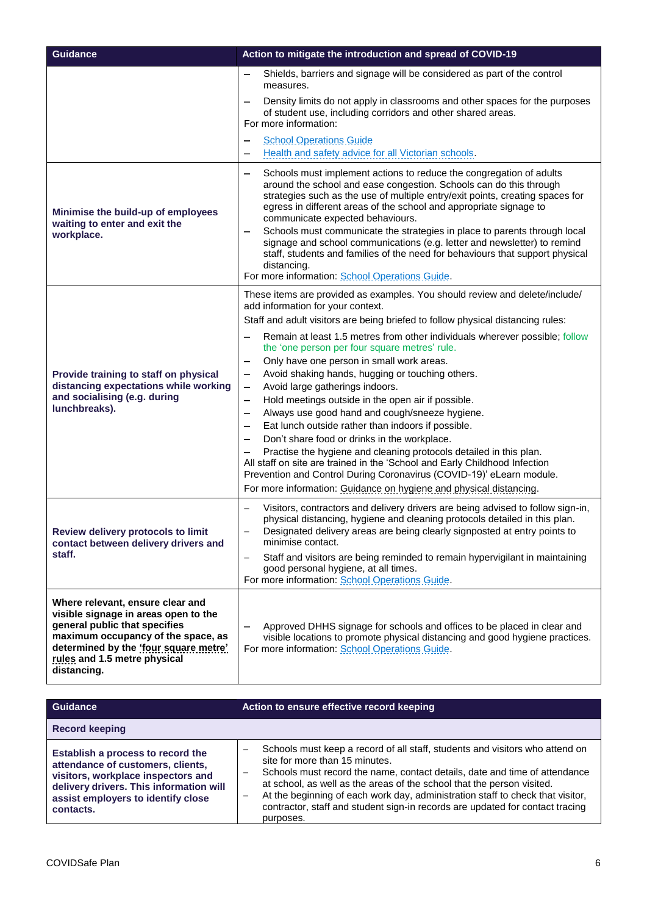| Guidance | Action to mitigate the introduction and spread of COVID-19 |
|---|---|
| | – Shields, barriers and signage will be considered as part of the control measures.<br>– Density limits do not apply in classrooms and other spaces for the purposes of student use, including corridors and other shared areas.<br>For more information:<br>– School Operations Guide<br>– Health and safety advice for all Victorian schools. |
| **Minimise the build-up of employees waiting to enter and exit the workplace.** | – Schools must implement actions to reduce the congregation of adults around the school and ease congestion. Schools can do this through strategies such as the use of multiple entry/exit points, creating spaces for egress in different areas of the school and appropriate signage to communicate expected behaviours.<br>– Schools must communicate the strategies in place to parents through local signage and school communications (e.g. letter and newsletter) to remind staff, students and families of the need for behaviours that support physical distancing.<br>For more information: School Operations Guide. |
| **Provide training to staff on physical distancing expectations while working and socialising (e.g. during lunchbreaks).** | These items are provided as examples. You should review and delete/include/ add information for your context.<br>Staff and adult visitors are being briefed to follow physical distancing rules:<br>– Remain at least 1.5 metres from other individuals wherever possible; follow the 'one person per four square metres' rule.<br>– Only have one person in small work areas.<br>– Avoid shaking hands, hugging or touching others.<br>– Avoid large gatherings indoors.<br>– Hold meetings outside in the open air if possible.<br>– Always use good hand and cough/sneeze hygiene.<br>– Eat lunch outside rather than indoors if possible.<br>– Don't share food or drinks in the workplace.<br>– Practise the hygiene and cleaning protocols detailed in this plan.<br>All staff on site are trained in the 'School and Early Childhood Infection Prevention and Control During Coronavirus (COVID-19)' eLearn module.<br>For more information: Guidance on hygiene and physical distancing. |
| **Review delivery protocols to limit contact between delivery drivers and staff.** | – Visitors, contractors and delivery drivers are being advised to follow sign-in, physical distancing, hygiene and cleaning protocols detailed in this plan.<br>– Designated delivery areas are being clearly signposted at entry points to minimise contact.<br>– Staff and visitors are being reminded to remain hypervigilant in maintaining good personal hygiene, at all times.<br>For more information: School Operations Guide. |
| **Where relevant, ensure clear and visible signage in areas open to the general public that specifies maximum occupancy of the space, as determined by the 'four square metre' rules and 1.5 metre physical distancing.** | – Approved DHHS signage for schools and offices to be placed in clear and visible locations to promote physical distancing and good hygiene practices.<br>For more information: School Operations Guide. |

| Guidance | Action to ensure effective record keeping |
|---|---|
| **Record keeping** | |
| **Establish a process to record the attendance of customers, clients, visitors, workplace inspectors and delivery drivers. This information will assist employers to identify close contacts.** | – Schools must keep a record of all staff, students and visitors who attend on site for more than 15 minutes.<br>– Schools must record the name, contact details, date and time of attendance at school, as well as the areas of the school that the person visited.<br>– At the beginning of each work day, administration staff to check that visitor, contractor, staff and student sign-in records are updated for contact tracing purposes. |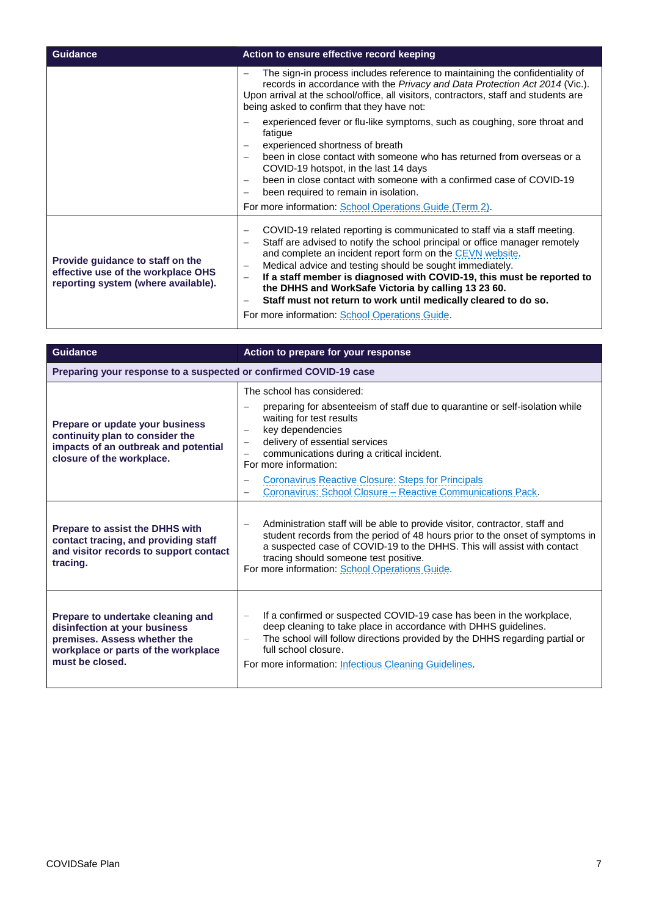| Guidance | Action to ensure effective record keeping |
| --- | --- |
| | – The sign-in process includes reference to maintaining the confidentiality of records in accordance with the *Privacy and Data Protection Act 2014* (Vic.).<br>Upon arrival at the school/office, all visitors, contractors, staff and students are being asked to confirm that they have not:<br>– experienced fever or flu-like symptoms, such as coughing, sore throat and fatigue<br>– experienced shortness of breath<br>– been in close contact with someone who has returned from overseas or a COVID-19 hotspot, in the last 14 days<br>– been in close contact with someone with a confirmed case of COVID-19<br>– been required to remain in isolation.<br>For more information: School Operations Guide (Term 2). |
| **Provide guidance to staff on the effective use of the workplace OHS reporting system (where available).** | – COVID-19 related reporting is communicated to staff via a staff meeting.<br>– Staff are advised to notify the school principal or office manager remotely and complete an incident report form on the CEVN website.<br>– Medical advice and testing should be sought immediately.<br>– **If a staff member is diagnosed with COVID-19, this must be reported to the DHHS and WorkSafe Victoria by calling 13 23 60.**<br>– **Staff must not return to work until medically cleared to do so.**<br>For more information: School Operations Guide. |

| Guidance | Action to prepare for your response |
| --- | --- |
| **Preparing your response to a suspected or confirmed COVID-19 case** | |
| **Prepare or update your business continuity plan to consider the impacts of an outbreak and potential closure of the workplace.** | The school has considered:<br>– preparing for absenteeism of staff due to quarantine or self-isolation while waiting for test results<br>– key dependencies<br>– delivery of essential services<br>– communications during a critical incident.<br>For more information:<br>– Coronavirus Reactive Closure: Steps for Principals<br>– Coronavirus: School Closure – Reactive Communications Pack. |
| **Prepare to assist the DHHS with contact tracing, and providing staff and visitor records to support contact tracing.** | – Administration staff will be able to provide visitor, contractor, staff and student records from the period of 48 hours prior to the onset of symptoms in a suspected case of COVID-19 to the DHHS. This will assist with contact tracing should someone test positive.<br>For more information: School Operations Guide. |
| **Prepare to undertake cleaning and disinfection at your business premises. Assess whether the workplace or parts of the workplace must be closed.** | – If a confirmed or suspected COVID-19 case has been in the workplace, deep cleaning to take place in accordance with DHHS guidelines.<br>– The school will follow directions provided by the DHHS regarding partial or full school closure.<br>For more information: Infectious Cleaning Guidelines. |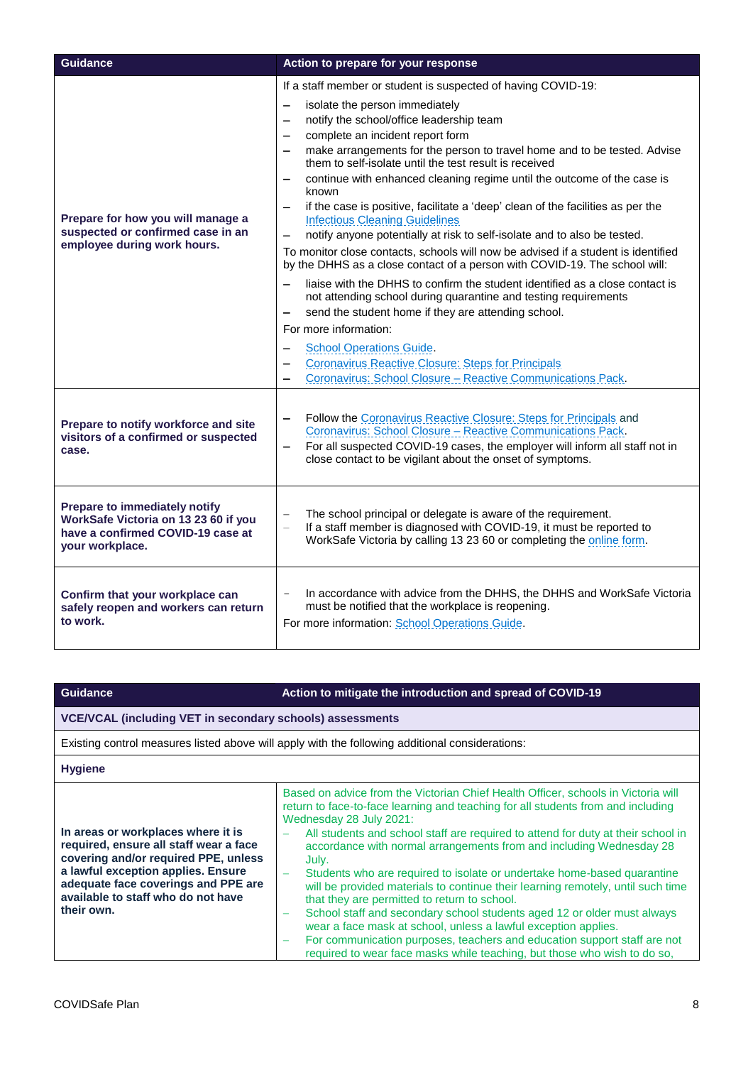| Guidance | Action to prepare for your response |
| --- | --- |
| **Prepare for how you will manage a suspected or confirmed case in an employee during work hours.** | If a staff member or student is suspected of having COVID-19:<br>– isolate the person immediately<br>– notify the school/office leadership team<br>– complete an incident report form<br>– make arrangements for the person to travel home and to be tested. Advise them to self-isolate until the test result is received<br>– continue with enhanced cleaning regime until the outcome of the case is known<br>– if the case is positive, facilitate a 'deep' clean of the facilities as per the Infectious Cleaning Guidelines<br>– notify anyone potentially at risk to self-isolate and to also be tested.<br>To monitor close contacts, schools will now be advised if a student is identified by the DHHS as a close contact of a person with COVID-19. The school will:<br>– liaise with the DHHS to confirm the student identified as a close contact is not attending school during quarantine and testing requirements<br>– send the student home if they are attending school.<br>For more information:<br>– School Operations Guide.<br>– Coronavirus Reactive Closure: Steps for Principals<br>– Coronavirus: School Closure – Reactive Communications Pack. |
| **Prepare to notify workforce and site visitors of a confirmed or suspected case.** | – Follow the Coronavirus Reactive Closure: Steps for Principals and Coronavirus: School Closure – Reactive Communications Pack.<br>– For all suspected COVID-19 cases, the employer will inform all staff not in close contact to be vigilant about the onset of symptoms. |
| **Prepare to immediately notify WorkSafe Victoria on 13 23 60 if you have a confirmed COVID-19 case at your workplace.** | – The school principal or delegate is aware of the requirement.<br>– If a staff member is diagnosed with COVID-19, it must be reported to WorkSafe Victoria by calling 13 23 60 or completing the online form. |
| **Confirm that your workplace can safely reopen and workers can return to work.** | – In accordance with advice from the DHHS, the DHHS and WorkSafe Victoria must be notified that the workplace is reopening.<br>For more information: School Operations Guide. |

| Guidance | Action to mitigate the introduction and spread of COVID-19 |
| --- | --- |
| **VCE/VCAL (including VET in secondary schools) assessments** | |
| Existing control measures listed above will apply with the following additional considerations: | |
| **Hygiene** | |
| **In areas or workplaces where it is required, ensure all staff wear a face covering and/or required PPE, unless a lawful exception applies. Ensure adequate face coverings and PPE are available to staff who do not have their own.** | Based on advice from the Victorian Chief Health Officer, schools in Victoria will return to face-to-face learning and teaching for all students from and including Wednesday 28 July 2021:<br>– All students and school staff are required to attend for duty at their school in accordance with normal arrangements from and including Wednesday 28 July.<br>– Students who are required to isolate or undertake home-based quarantine will be provided materials to continue their learning remotely, until such time that they are permitted to return to school.<br>– School staff and secondary school students aged 12 or older must always wear a face mask at school, unless a lawful exception applies.<br>– For communication purposes, teachers and education support staff are not required to wear face masks while teaching, but those who wish to do so, |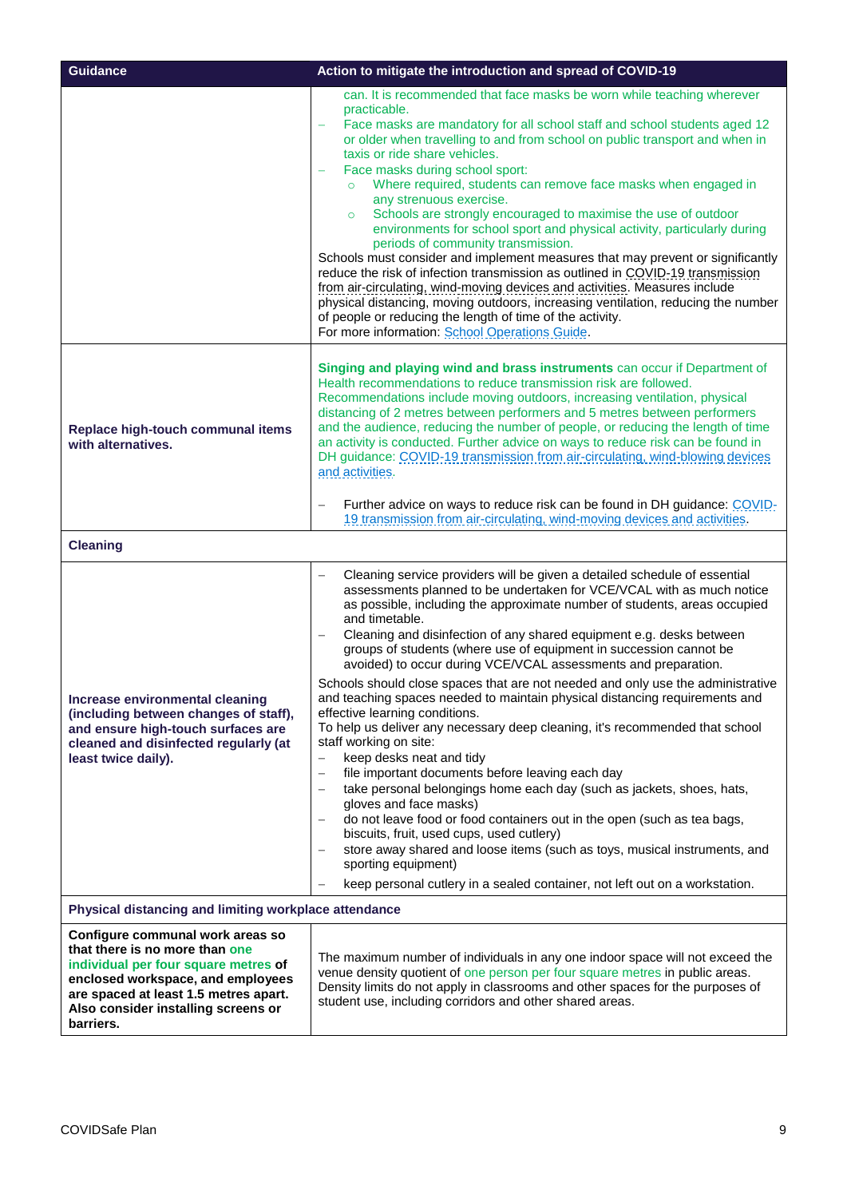| Guidance | Action to mitigate the introduction and spread of COVID-19 |
| --- | --- |
| | can. It is recommended that face masks be worn while teaching wherever practicable.<br>– Face masks are mandatory for all school staff and school students aged 12 or older when travelling to and from school on public transport and when in taxis or ride share vehicles.<br>– Face masks during school sport:<br>&nbsp;&nbsp;○ Where required, students can remove face masks when engaged in any strenuous exercise.<br>&nbsp;&nbsp;○ Schools are strongly encouraged to maximise the use of outdoor environments for school sport and physical activity, particularly during periods of community transmission.<br>Schools must consider and implement measures that may prevent or significantly reduce the risk of infection transmission as outlined in COVID-19 transmission from air-circulating, wind-moving devices and activities. Measures include physical distancing, moving outdoors, increasing ventilation, reducing the number of people or reducing the length of time of the activity.<br>For more information: School Operations Guide. |
| **Replace high-touch communal items with alternatives.** | **Singing and playing wind and brass instruments** can occur if Department of Health recommendations to reduce transmission risk are followed. Recommendations include moving outdoors, increasing ventilation, physical distancing of 2 metres between performers and 5 metres between performers and the audience, reducing the number of people, or reducing the length of time an activity is conducted. Further advice on ways to reduce risk can be found in DH guidance: COVID-19 transmission from air-circulating, wind-blowing devices and activities.<br><br>– Further advice on ways to reduce risk can be found in DH guidance: COVID-19 transmission from air-circulating, wind-moving devices and activities. |
| **Cleaning** | |
| **Increase environmental cleaning (including between changes of staff), and ensure high-touch surfaces are cleaned and disinfected regularly (at least twice daily).** | – Cleaning service providers will be given a detailed schedule of essential assessments planned to be undertaken for VCE/VCAL with as much notice as possible, including the approximate number of students, areas occupied and timetable.<br>– Cleaning and disinfection of any shared equipment e.g. desks between groups of students (where use of equipment in succession cannot be avoided) to occur during VCE/VCAL assessments and preparation.<br>Schools should close spaces that are not needed and only use the administrative and teaching spaces needed to maintain physical distancing requirements and effective learning conditions.<br>To help us deliver any necessary deep cleaning, it's recommended that school staff working on site:<br>– keep desks neat and tidy<br>– file important documents before leaving each day<br>– take personal belongings home each day (such as jackets, shoes, hats, gloves and face masks)<br>– do not leave food or food containers out in the open (such as tea bags, biscuits, fruit, used cups, used cutlery)<br>– store away shared and loose items (such as toys, musical instruments, and sporting equipment)<br>– keep personal cutlery in a sealed container, not left out on a workstation. |
| **Physical distancing and limiting workplace attendance** | |
| **Configure communal work areas so that there is no more than one individual per four square metres of enclosed workspace, and employees are spaced at least 1.5 metres apart. Also consider installing screens or barriers.** | The maximum number of individuals in any one indoor space will not exceed the venue density quotient of one person per four square metres in public areas. Density limits do not apply in classrooms and other spaces for the purposes of student use, including corridors and other shared areas. |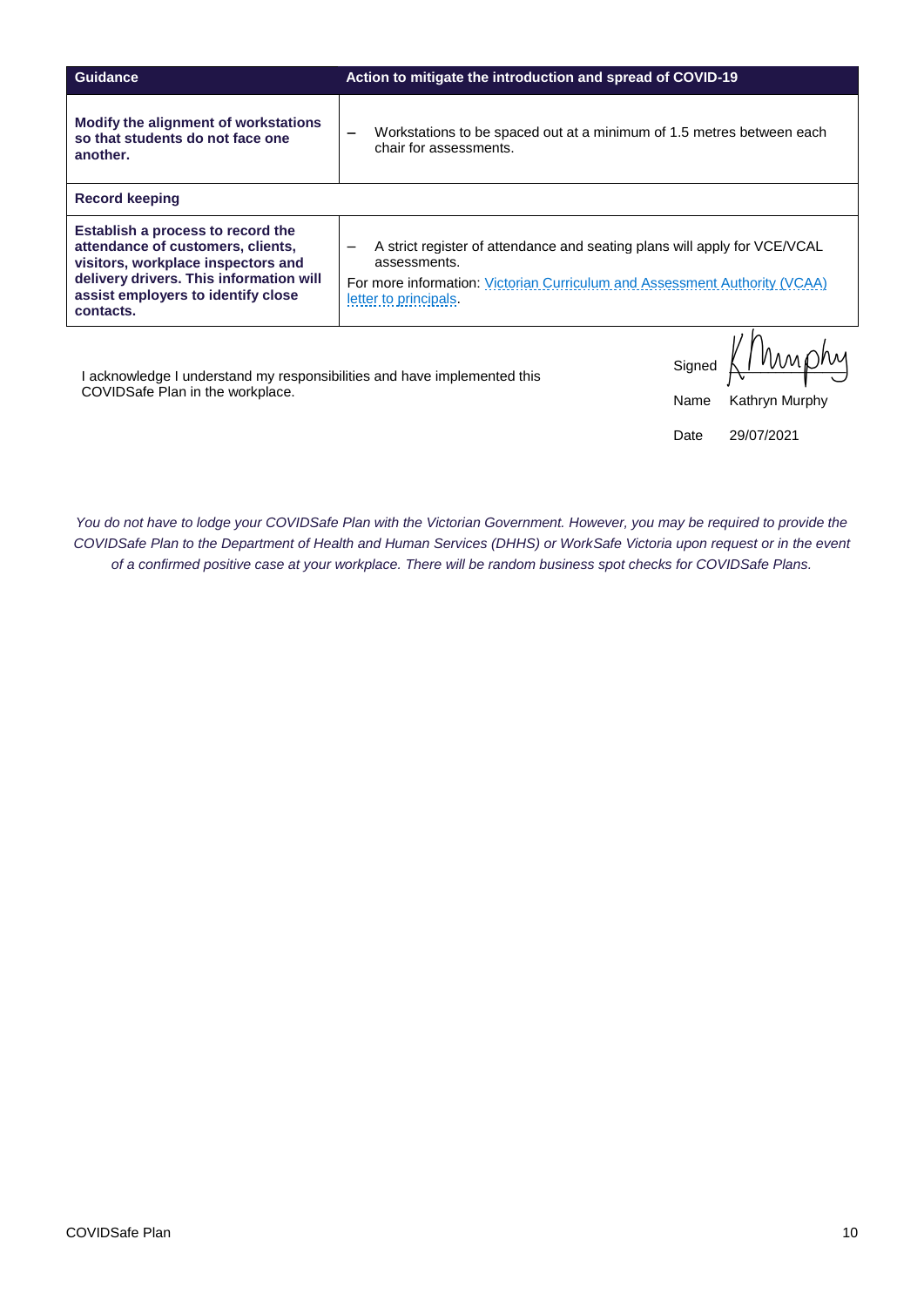| Guidance | Action to mitigate the introduction and spread of COVID-19 |
|---|---|
| **Modify the alignment of workstations so that students do not face one another.** | – Workstations to be spaced out at a minimum of 1.5 metres between each chair for assessments. |
| **Record keeping** | |
| **Establish a process to record the attendance of customers, clients, visitors, workplace inspectors and delivery drivers. This information will assist employers to identify close contacts.** | – A strict register of attendance and seating plans will apply for VCE/VCAL assessments.<br>For more information: [Victorian Curriculum and Assessment Authority (VCAA) letter to principals]. |

I acknowledge I understand my responsibilities and have implemented this COVIDSafe Plan in the workplace.

Signed K Murphy

Name Kathryn Murphy

Date 29/07/2021

*You do not have to lodge your COVIDSafe Plan with the Victorian Government. However, you may be required to provide the COVIDSafe Plan to the Department of Health and Human Services (DHHS) or WorkSafe Victoria upon request or in the event of a confirmed positive case at your workplace. There will be random business spot checks for COVIDSafe Plans.*